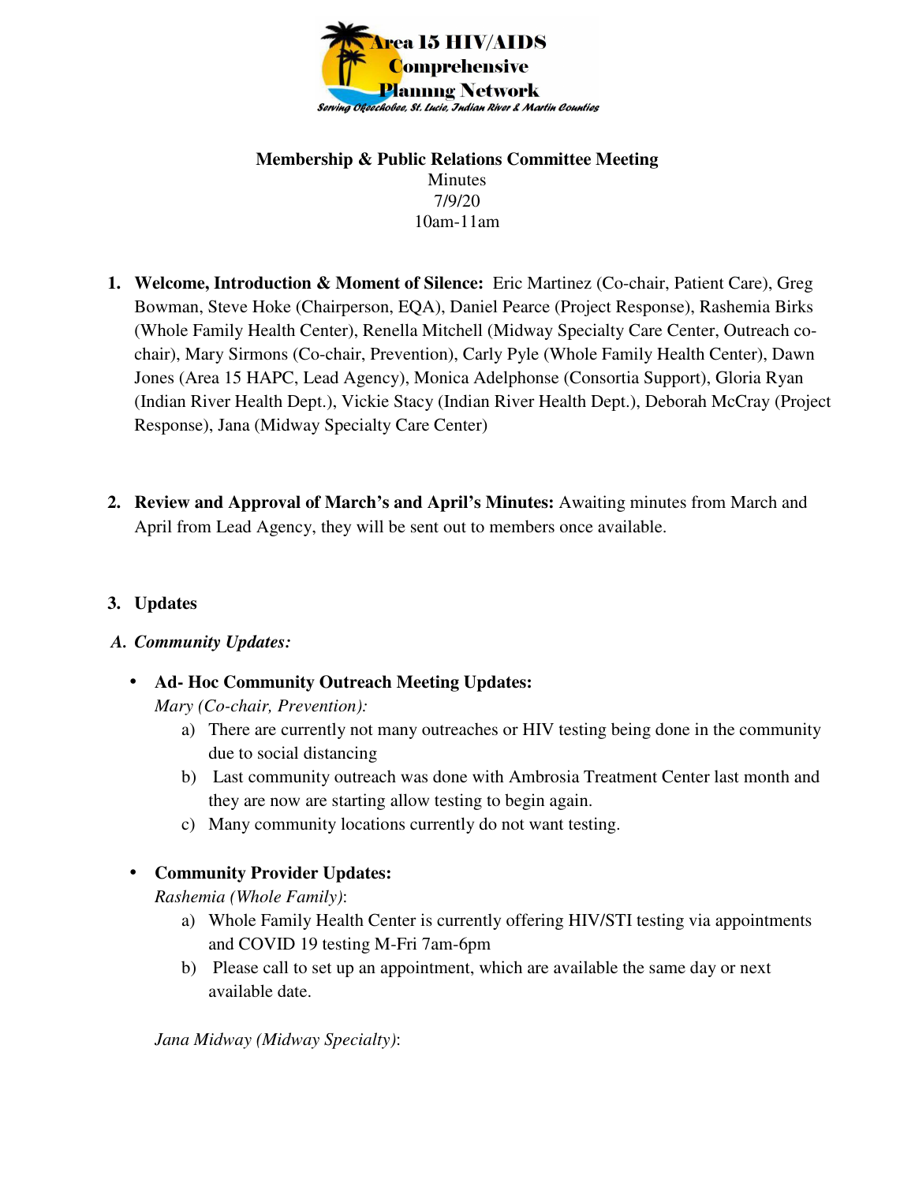Area 15 HIV/AIDS Comprehensive Planning Network

*Serving Okeechobee, St. Lucie, Indian River & Martin Counties*

**Membership & Public Relations Committee Meeting**

Minutes

7/9/20

10am-11am

1. **Welcome, Introduction & Moment of Silence:** Eric Martinez (Co-chair, Patient Care), Greg Bowman, Steve Hoke (Chairperson, EQA), Daniel Pearce (Project Response), Rashemia Birks (Whole Family Health Center), Renella Mitchell (Midway Specialty Care Center, Outreach co-chair), Mary Sirmons (Co-chair, Prevention), Carly Pyle (Whole Family Health Center), Dawn Jones (Area 15 HAPC, Lead Agency), Monica Adelphonse (Consortia Support), Gloria Ryan (Indian River Health Dept.), Vickie Stacy (Indian River Health Dept.), Deborah McCray (Project Response), Jana (Midway Specialty Care Center)

2. **Review and Approval of March's and April's Minutes:** Awaiting minutes from March and April from Lead Agency, they will be sent out to members once available.

3. **Updates**

**A.** ***Community Updates:***

- **Ad- Hoc Community Outreach Meeting Updates:**

  *Mary (Co-chair, Prevention):*

  a) There are currently not many outreaches or HIV testing being done in the community due to social distancing

  b) Last community outreach was done with Ambrosia Treatment Center last month and they are now are starting allow testing to begin again.

  c) Many community locations currently do not want testing.

- **Community Provider Updates:**

  *Rashemia (Whole Family)*:

  a) Whole Family Health Center is currently offering HIV/STI testing via appointments and COVID 19 testing M-Fri 7am-6pm

  b) Please call to set up an appointment, which are available the same day or next available date.

  *Jana Midway (Midway Specialty)*: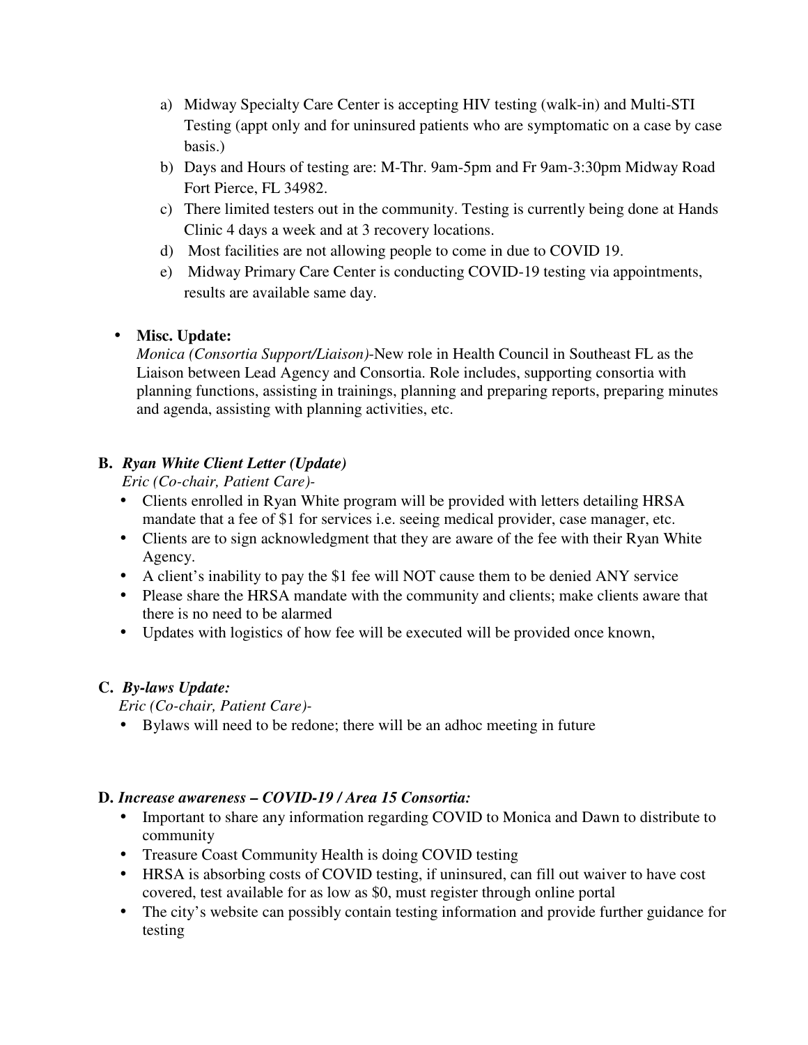a) Midway Specialty Care Center is accepting HIV testing (walk-in) and Multi-STI Testing (appt only and for uninsured patients who are symptomatic on a case by case basis.)
b) Days and Hours of testing are: M-Thr. 9am-5pm and Fr 9am-3:30pm Midway Road Fort Pierce, FL 34982.
c) There limited testers out in the community. Testing is currently being done at Hands Clinic 4 days a week and at 3 recovery locations.
d) Most facilities are not allowing people to come in due to COVID 19.
e) Midway Primary Care Center is conducting COVID-19 testing via appointments, results are available same day.

- **Misc. Update:**
  *Monica (Consortia Support/Liaison)*-New role in Health Council in Southeast FL as the Liaison between Lead Agency and Consortia. Role includes, supporting consortia with planning functions, assisting in trainings, planning and preparing reports, preparing minutes and agenda, assisting with planning activities, etc.

**B.** ***Ryan White Client Letter (Update)***

*Eric (Co-chair, Patient Care)-*

- Clients enrolled in Ryan White program will be provided with letters detailing HRSA mandate that a fee of $1 for services i.e. seeing medical provider, case manager, etc.
- Clients are to sign acknowledgment that they are aware of the fee with their Ryan White Agency.
- A client's inability to pay the $1 fee will NOT cause them to be denied ANY service
- Please share the HRSA mandate with the community and clients; make clients aware that there is no need to be alarmed
- Updates with logistics of how fee will be executed will be provided once known,

**C.** ***By-laws Update:***

*Eric (Co-chair, Patient Care)-*

- Bylaws will need to be redone; there will be an adhoc meeting in future

**D.** ***Increase awareness – COVID-19 / Area 15 Consortia:***

- Important to share any information regarding COVID to Monica and Dawn to distribute to community
- Treasure Coast Community Health is doing COVID testing
- HRSA is absorbing costs of COVID testing, if uninsured, can fill out waiver to have cost covered, test available for as low as $0, must register through online portal
- The city's website can possibly contain testing information and provide further guidance for testing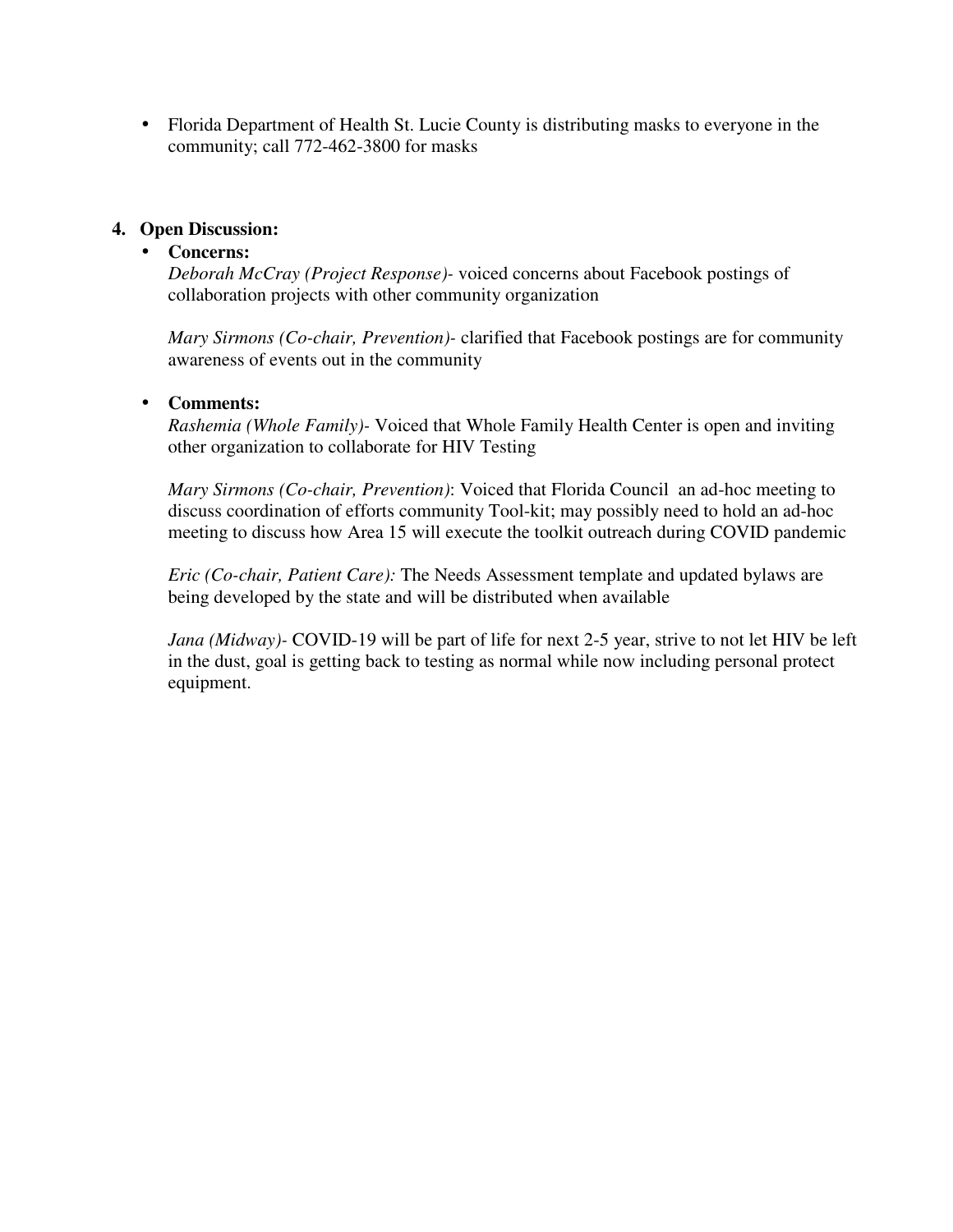- Florida Department of Health St. Lucie County is distributing masks to everyone in the community; call 772-462-3800 for masks

4. **Open Discussion:**
   - **Concerns:**
     *Deborah McCray (Project Response)-* voiced concerns about Facebook postings of collaboration projects with other community organization

     *Mary Sirmons (Co-chair, Prevention)-* clarified that Facebook postings are for community awareness of events out in the community

   - **Comments:**
     *Rashemia (Whole Family)-* Voiced that Whole Family Health Center is open and inviting other organization to collaborate for HIV Testing

     *Mary Sirmons (Co-chair, Prevention)*: Voiced that Florida Council an ad-hoc meeting to discuss coordination of efforts community Tool-kit; may possibly need to hold an ad-hoc meeting to discuss how Area 15 will execute the toolkit outreach during COVID pandemic

     *Eric (Co-chair, Patient Care):* The Needs Assessment template and updated bylaws are being developed by the state and will be distributed when available

     *Jana (Midway)-* COVID-19 will be part of life for next 2-5 year, strive to not let HIV be left in the dust, goal is getting back to testing as normal while now including personal protect equipment.